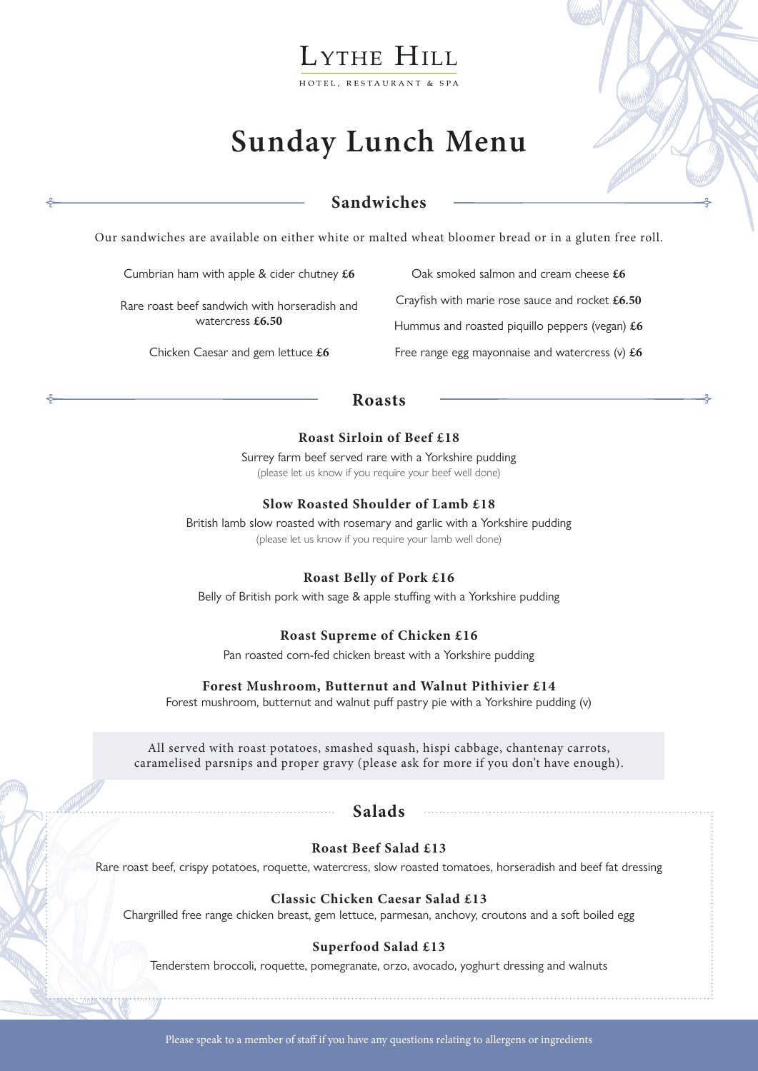LYTHE HILL

HOTEL, RESTAURANT & SPA

# Sunday Lunch Menu

## Sandwiches

Our sandwiches are available on either white or malted wheat bloomer bread or in a gluten free roll.

Cumbrian ham with apple & cider chutney **£6**

Rare roast beef sandwich with horseradish and watercress **£6.50**

Chicken Caesar and gem lettuce **£6**

Oak smoked salmon and cream cheese **£6**

Crayfish with marie rose sauce and rocket **£6.50**

Hummus and roasted piquillo peppers (vegan) **£6**

Free range egg mayonnaise and watercress (v) **£6**

## Roasts

**Roast Sirloin of Beef £18**

Surrey farm beef served rare with a Yorkshire pudding
(please let us know if you require your beef well done)

**Slow Roasted Shoulder of Lamb £18**

British lamb slow roasted with rosemary and garlic with a Yorkshire pudding
(please let us know if you require your lamb well done)

**Roast Belly of Pork £16**

Belly of British pork with sage & apple stuffing with a Yorkshire pudding

**Roast Supreme of Chicken £16**

Pan roasted corn-fed chicken breast with a Yorkshire pudding

**Forest Mushroom, Butternut and Walnut Pithivier £14**

Forest mushroom, butternut and walnut puff pastry pie with a Yorkshire pudding (v)

All served with roast potatoes, smashed squash, hispi cabbage, chantenay carrots, caramelised parsnips and proper gravy (please ask for more if you don't have enough).

## Salads

**Roast Beef Salad £13**

Rare roast beef, crispy potatoes, roquette, watercress, slow roasted tomatoes, horseradish and beef fat dressing

**Classic Chicken Caesar Salad £13**

Chargrilled free range chicken breast, gem lettuce, parmesan, anchovy, croutons and a soft boiled egg

**Superfood Salad £13**

Tenderstem broccoli, roquette, pomegranate, orzo, avocado, yoghurt dressing and walnuts

Please speak to a member of staff if you have any questions relating to allergens or ingredients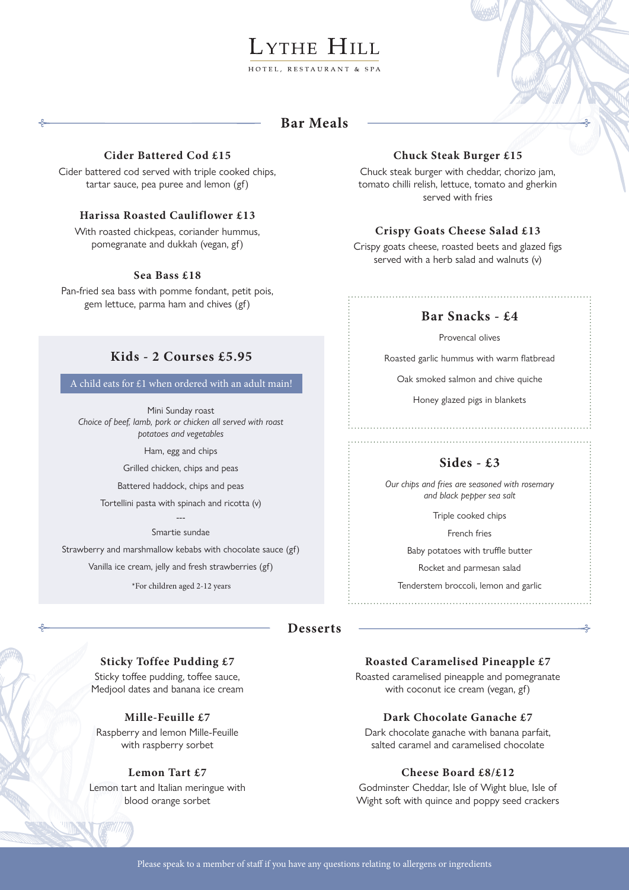# Lythe Hill

HOTEL, RESTAURANT & SPA

## Bar Meals

### Cider Battered Cod £15

Cider battered cod served with triple cooked chips, tartar sauce, pea puree and lemon (gf)

### Harissa Roasted Cauliflower £13

With roasted chickpeas, coriander hummus, pomegranate and dukkah (vegan, gf)

### Sea Bass £18

Pan-fried sea bass with pomme fondant, petit pois, gem lettuce, parma ham and chives (gf)

### Chuck Steak Burger £15

Chuck steak burger with cheddar, chorizo jam, tomato chilli relish, lettuce, tomato and gherkin served with fries

### Crispy Goats Cheese Salad £13

Crispy goats cheese, roasted beets and glazed figs served with a herb salad and walnuts (v)

## Kids - 2 Courses £5.95

A child eats for £1 when ordered with an adult main!

Mini Sunday roast
*Choice of beef, lamb, pork or chicken all served with roast potatoes and vegetables*

Ham, egg and chips

Grilled chicken, chips and peas

Battered haddock, chips and peas

Tortellini pasta with spinach and ricotta (v)

---

Smartie sundae

Strawberry and marshmallow kebabs with chocolate sauce (gf)

Vanilla ice cream, jelly and fresh strawberries (gf)

*For children aged 2-12 years

## Bar Snacks - £4

Provencal olives

Roasted garlic hummus with warm flatbread

Oak smoked salmon and chive quiche

Honey glazed pigs in blankets

## Sides - £3

*Our chips and fries are seasoned with rosemary and black pepper sea salt*

Triple cooked chips

French fries

Baby potatoes with truffle butter

Rocket and parmesan salad

Tenderstem broccoli, lemon and garlic

## Desserts

### Sticky Toffee Pudding £7

Sticky toffee pudding, toffee sauce, Medjool dates and banana ice cream

### Mille-Feuille £7

Raspberry and lemon Mille-Feuille with raspberry sorbet

### Lemon Tart £7

Lemon tart and Italian meringue with blood orange sorbet

### Roasted Caramelised Pineapple £7

Roasted caramelised pineapple and pomegranate with coconut ice cream (vegan, gf)

### Dark Chocolate Ganache £7

Dark chocolate ganache with banana parfait, salted caramel and caramelised chocolate

### Cheese Board £8/£12

Godminster Cheddar, Isle of Wight blue, Isle of Wight soft with quince and poppy seed crackers

Please speak to a member of staff if you have any questions relating to allergens or ingredients